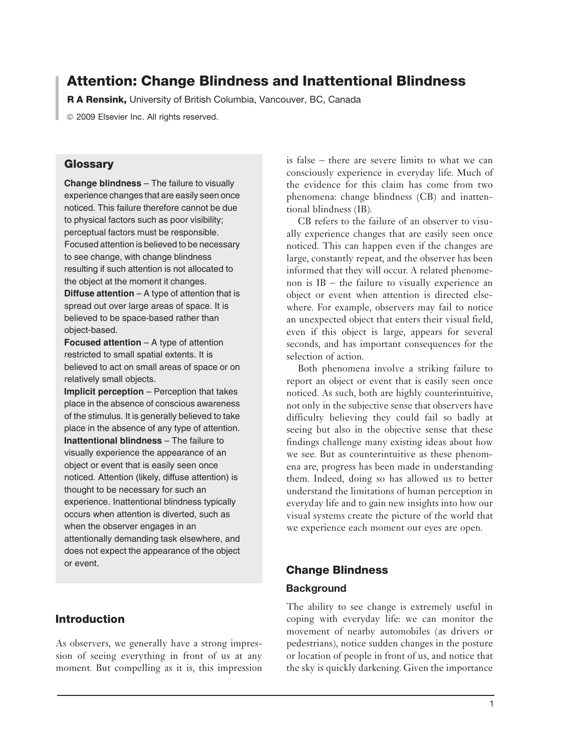# Attention: Change Blindness and Inattentional Blindness

**R A Rensink,** University of British Columbia, Vancouver, BC, Canada

© 2009 Elsevier Inc. All rights reserved.

## Glossary

**Change blindness** – The failure to visually experience changes that are easily seen once noticed. This failure therefore cannot be due to physical factors such as poor visibility; perceptual factors must be responsible. Focused attention is believed to be necessary to see change, with change blindness resulting if such attention is not allocated to the object at the moment it changes.

**Diffuse attention** – A type of attention that is spread out over large areas of space. It is believed to be space-based rather than object-based.

**Focused attention** – A type of attention restricted to small spatial extents. It is believed to act on small areas of space or on relatively small objects.

**Implicit perception** – Perception that takes place in the absence of conscious awareness of the stimulus. It is generally believed to take place in the absence of any type of attention.

**Inattentional blindness** – The failure to visually experience the appearance of an object or event that is easily seen once noticed. Attention (likely, diffuse attention) is thought to be necessary for such an experience. Inattentional blindness typically occurs when attention is diverted, such as when the observer engages in an attentionally demanding task elsewhere, and does not expect the appearance of the object or event.

## Introduction

As observers, we generally have a strong impression of seeing everything in front of us at any moment. But compelling as it is, this impression is false – there are severe limits to what we can consciously experience in everyday life. Much of the evidence for this claim has come from two phenomena: change blindness (CB) and inattentional blindness (IB).

CB refers to the failure of an observer to visually experience changes that are easily seen once noticed. This can happen even if the changes are large, constantly repeat, and the observer has been informed that they will occur. A related phenomenon is IB – the failure to visually experience an object or event when attention is directed elsewhere. For example, observers may fail to notice an unexpected object that enters their visual field, even if this object is large, appears for several seconds, and has important consequences for the selection of action.

Both phenomena involve a striking failure to report an object or event that is easily seen once noticed. As such, both are highly counterintuitive, not only in the subjective sense that observers have difficulty believing they could fail so badly at seeing but also in the objective sense that these findings challenge many existing ideas about how we see. But as counterintuitive as these phenomena are, progress has been made in understanding them. Indeed, doing so has allowed us to better understand the limitations of human perception in everyday life and to gain new insights into how our visual systems create the picture of the world that we experience each moment our eyes are open.

## Change Blindness

### Background

The ability to see change is extremely useful in coping with everyday life: we can monitor the movement of nearby automobiles (as drivers or pedestrians), notice sudden changes in the posture or location of people in front of us, and notice that the sky is quickly darkening. Given the importance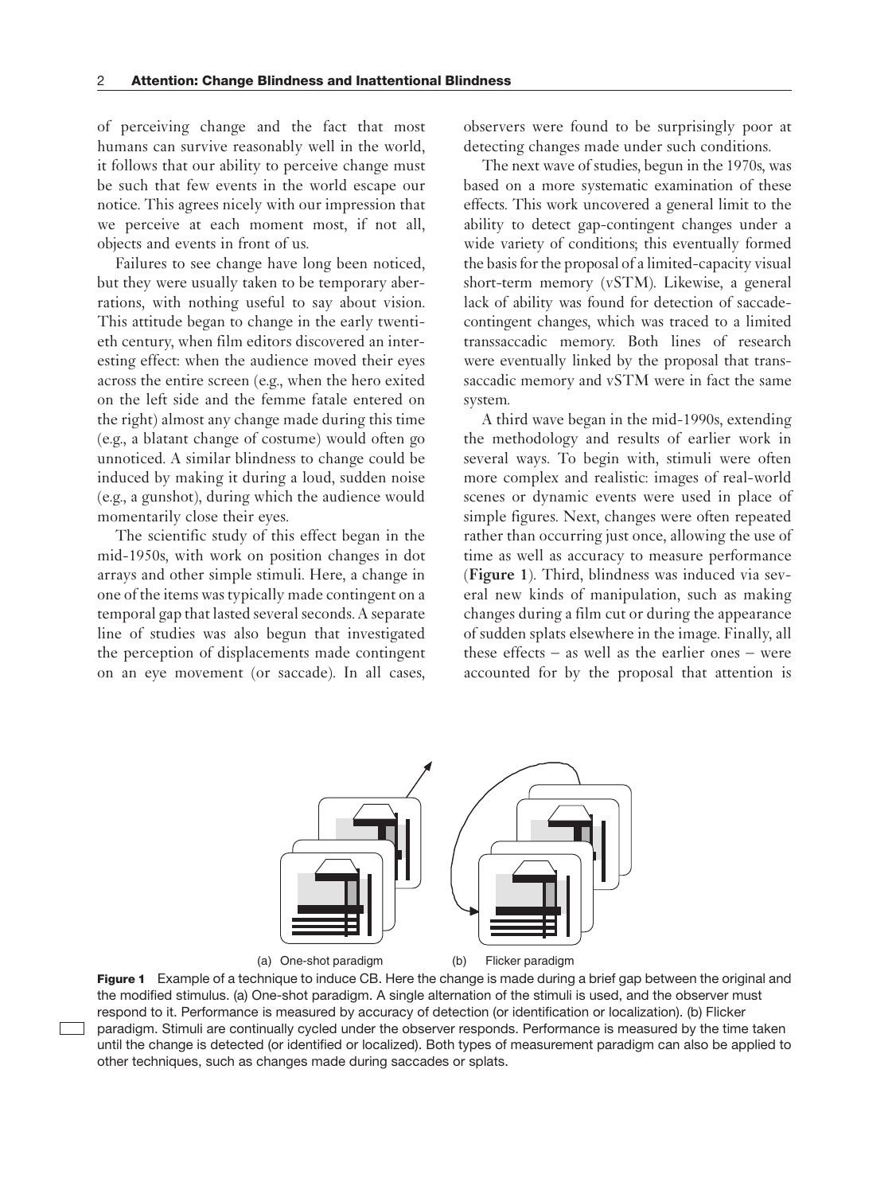of perceiving change and the fact that most humans can survive reasonably well in the world, it follows that our ability to perceive change must be such that few events in the world escape our notice. This agrees nicely with our impression that we perceive at each moment most, if not all, objects and events in front of us.

Failures to see change have long been noticed, but they were usually taken to be temporary aberrations, with nothing useful to say about vision. This attitude began to change in the early twentieth century, when film editors discovered an interesting effect: when the audience moved their eyes across the entire screen (e.g., when the hero exited on the left side and the femme fatale entered on the right) almost any change made during this time (e.g., a blatant change of costume) would often go unnoticed. A similar blindness to change could be induced by making it during a loud, sudden noise (e.g., a gunshot), during which the audience would momentarily close their eyes.

The scientific study of this effect began in the mid-1950s, with work on position changes in dot arrays and other simple stimuli. Here, a change in one of the items was typically made contingent on a temporal gap that lasted several seconds. A separate line of studies was also begun that investigated the perception of displacements made contingent on an eye movement (or saccade). In all cases, observers were found to be surprisingly poor at detecting changes made under such conditions.

The next wave of studies, begun in the 1970s, was based on a more systematic examination of these effects. This work uncovered a general limit to the ability to detect gap-contingent changes under a wide variety of conditions; this eventually formed the basis for the proposal of a limited-capacity visual short-term memory (vSTM). Likewise, a general lack of ability was found for detection of saccade-contingent changes, which was traced to a limited transsaccadic memory. Both lines of research were eventually linked by the proposal that transsaccadic memory and vSTM were in fact the same system.

A third wave began in the mid-1990s, extending the methodology and results of earlier work in several ways. To begin with, stimuli were often more complex and realistic: images of real-world scenes or dynamic events were used in place of simple figures. Next, changes were often repeated rather than occurring just once, allowing the use of time as well as accuracy to measure performance (**Figure 1**). Third, blindness was induced via several new kinds of manipulation, such as making changes during a film cut or during the appearance of sudden splats elsewhere in the image. Finally, all these effects – as well as the earlier ones – were accounted for by the proposal that attention is

(a) One-shot paradigm

(b) Flicker paradigm

**Figure 1** Example of a technique to induce CB. Here the change is made during a brief gap between the original and the modified stimulus. (a) One-shot paradigm. A single alternation of the stimuli is used, and the observer must respond to it. Performance is measured by accuracy of detection (or identification or localization). (b) Flicker paradigm. Stimuli are continually cycled under the observer responds. Performance is measured by the time taken until the change is detected (or identified or localized). Both types of measurement paradigm can also be applied to other techniques, such as changes made during saccades or splats.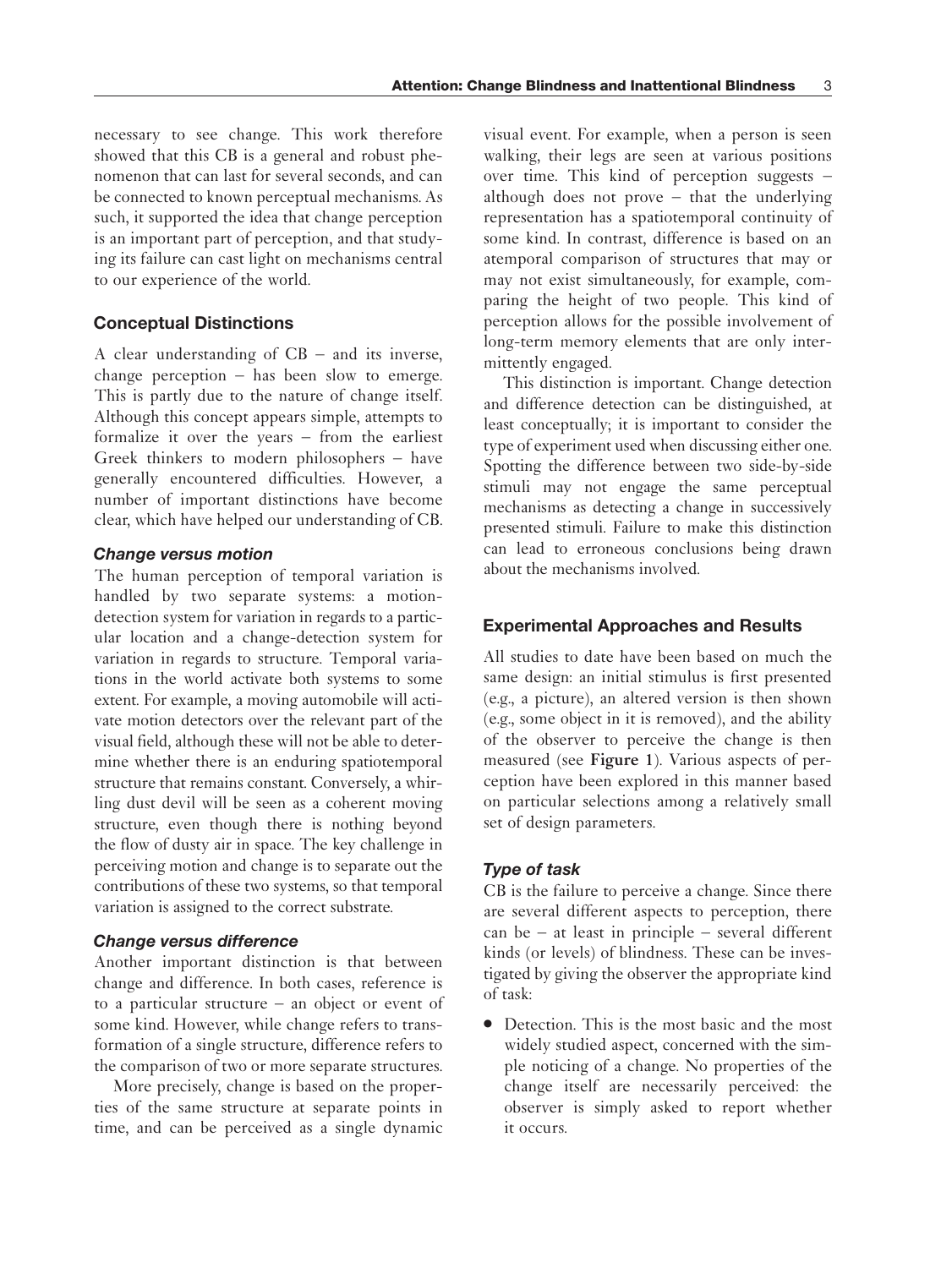necessary to see change. This work therefore showed that this CB is a general and robust phenomenon that can last for several seconds, and can be connected to known perceptual mechanisms. As such, it supported the idea that change perception is an important part of perception, and that studying its failure can cast light on mechanisms central to our experience of the world.

## Conceptual Distinctions

A clear understanding of CB – and its inverse, change perception – has been slow to emerge. This is partly due to the nature of change itself. Although this concept appears simple, attempts to formalize it over the years – from the earliest Greek thinkers to modern philosophers – have generally encountered difficulties. However, a number of important distinctions have become clear, which have helped our understanding of CB.

### *Change versus motion*

The human perception of temporal variation is handled by two separate systems: a motion-detection system for variation in regards to a particular location and a change-detection system for variation in regards to structure. Temporal variations in the world activate both systems to some extent. For example, a moving automobile will activate motion detectors over the relevant part of the visual field, although these will not be able to determine whether there is an enduring spatiotemporal structure that remains constant. Conversely, a whirling dust devil will be seen as a coherent moving structure, even though there is nothing beyond the flow of dusty air in space. The key challenge in perceiving motion and change is to separate out the contributions of these two systems, so that temporal variation is assigned to the correct substrate.

### *Change versus difference*

Another important distinction is that between change and difference. In both cases, reference is to a particular structure – an object or event of some kind. However, while change refers to transformation of a single structure, difference refers to the comparison of two or more separate structures.

More precisely, change is based on the properties of the same structure at separate points in time, and can be perceived as a single dynamic visual event. For example, when a person is seen walking, their legs are seen at various positions over time. This kind of perception suggests – although does not prove – that the underlying representation has a spatiotemporal continuity of some kind. In contrast, difference is based on an atemporal comparison of structures that may or may not exist simultaneously, for example, comparing the height of two people. This kind of perception allows for the possible involvement of long-term memory elements that are only intermittently engaged.

This distinction is important. Change detection and difference detection can be distinguished, at least conceptually; it is important to consider the type of experiment used when discussing either one. Spotting the difference between two side-by-side stimuli may not engage the same perceptual mechanisms as detecting a change in successively presented stimuli. Failure to make this distinction can lead to erroneous conclusions being drawn about the mechanisms involved.

## Experimental Approaches and Results

All studies to date have been based on much the same design: an initial stimulus is first presented (e.g., a picture), an altered version is then shown (e.g., some object in it is removed), and the ability of the observer to perceive the change is then measured (see **Figure 1**). Various aspects of perception have been explored in this manner based on particular selections among a relatively small set of design parameters.

### *Type of task*

CB is the failure to perceive a change. Since there are several different aspects to perception, there can be – at least in principle – several different kinds (or levels) of blindness. These can be investigated by giving the observer the appropriate kind of task:

- Detection. This is the most basic and the most widely studied aspect, concerned with the simple noticing of a change. No properties of the change itself are necessarily perceived: the observer is simply asked to report whether it occurs.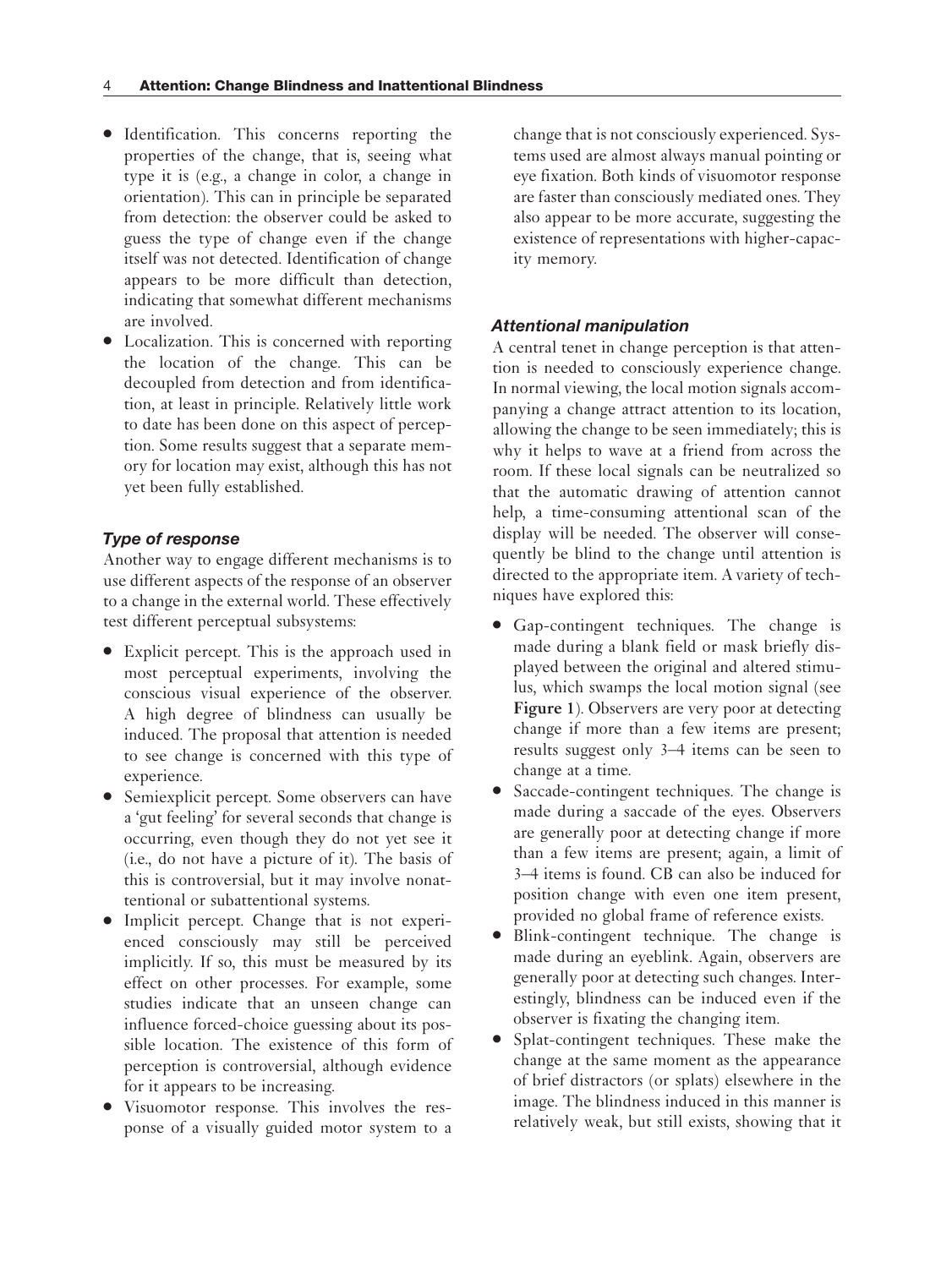- Identification. This concerns reporting the properties of the change, that is, seeing what type it is (e.g., a change in color, a change in orientation). This can in principle be separated from detection: the observer could be asked to guess the type of change even if the change itself was not detected. Identification of change appears to be more difficult than detection, indicating that somewhat different mechanisms are involved.
- Localization. This is concerned with reporting the location of the change. This can be decoupled from detection and from identification, at least in principle. Relatively little work to date has been done on this aspect of perception. Some results suggest that a separate memory for location may exist, although this has not yet been fully established.

### *Type of response*

Another way to engage different mechanisms is to use different aspects of the response of an observer to a change in the external world. These effectively test different perceptual subsystems:

- Explicit percept. This is the approach used in most perceptual experiments, involving the conscious visual experience of the observer. A high degree of blindness can usually be induced. The proposal that attention is needed to see change is concerned with this type of experience.
- Semiexplicit percept. Some observers can have a 'gut feeling' for several seconds that change is occurring, even though they do not yet see it (i.e., do not have a picture of it). The basis of this is controversial, but it may involve nonattentional or subattentional systems.
- Implicit percept. Change that is not experienced consciously may still be perceived implicitly. If so, this must be measured by its effect on other processes. For example, some studies indicate that an unseen change can influence forced-choice guessing about its possible location. The existence of this form of perception is controversial, although evidence for it appears to be increasing.
- Visuomotor response. This involves the response of a visually guided motor system to a change that is not consciously experienced. Systems used are almost always manual pointing or eye fixation. Both kinds of visuomotor response are faster than consciously mediated ones. They also appear to be more accurate, suggesting the existence of representations with higher-capacity memory.

### *Attentional manipulation*

A central tenet in change perception is that attention is needed to consciously experience change. In normal viewing, the local motion signals accompanying a change attract attention to its location, allowing the change to be seen immediately; this is why it helps to wave at a friend from across the room. If these local signals can be neutralized so that the automatic drawing of attention cannot help, a time-consuming attentional scan of the display will be needed. The observer will consequently be blind to the change until attention is directed to the appropriate item. A variety of techniques have explored this:

- Gap-contingent techniques. The change is made during a blank field or mask briefly displayed between the original and altered stimulus, which swamps the local motion signal (see **Figure 1**). Observers are very poor at detecting change if more than a few items are present; results suggest only 3–4 items can be seen to change at a time.
- Saccade-contingent techniques. The change is made during a saccade of the eyes. Observers are generally poor at detecting change if more than a few items are present; again, a limit of 3–4 items is found. CB can also be induced for position change with even one item present, provided no global frame of reference exists.
- Blink-contingent technique. The change is made during an eyeblink. Again, observers are generally poor at detecting such changes. Interestingly, blindness can be induced even if the observer is fixating the changing item.
- Splat-contingent techniques. These make the change at the same moment as the appearance of brief distractors (or splats) elsewhere in the image. The blindness induced in this manner is relatively weak, but still exists, showing that it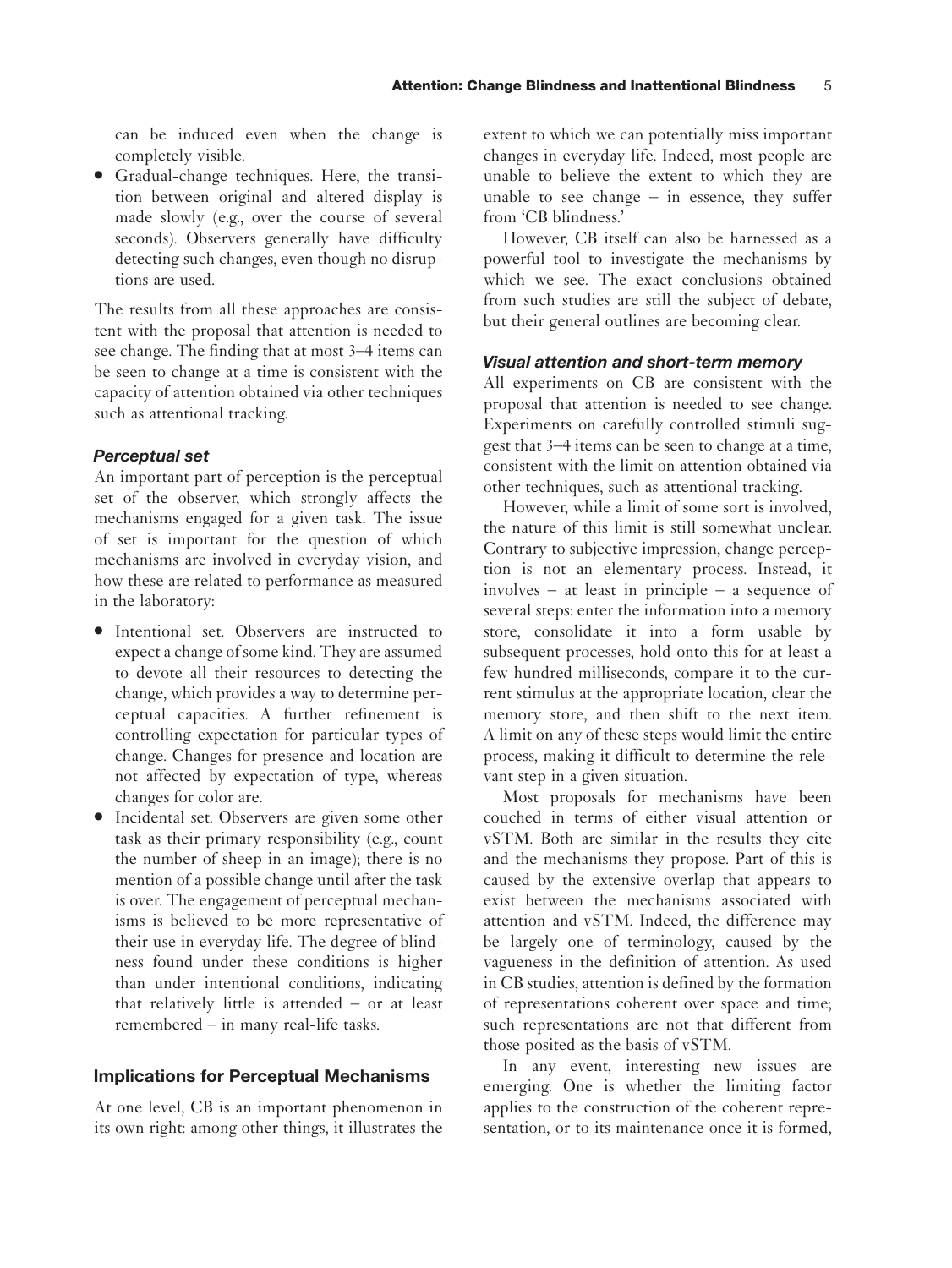can be induced even when the change is completely visible.

- Gradual-change techniques. Here, the transition between original and altered display is made slowly (e.g., over the course of several seconds). Observers generally have difficulty detecting such changes, even though no disruptions are used.

The results from all these approaches are consistent with the proposal that attention is needed to see change. The finding that at most 3–4 items can be seen to change at a time is consistent with the capacity of attention obtained via other techniques such as attentional tracking.

### *Perceptual set*

An important part of perception is the perceptual set of the observer, which strongly affects the mechanisms engaged for a given task. The issue of set is important for the question of which mechanisms are involved in everyday vision, and how these are related to performance as measured in the laboratory:

- Intentional set. Observers are instructed to expect a change of some kind. They are assumed to devote all their resources to detecting the change, which provides a way to determine perceptual capacities. A further refinement is controlling expectation for particular types of change. Changes for presence and location are not affected by expectation of type, whereas changes for color are.
- Incidental set. Observers are given some other task as their primary responsibility (e.g., count the number of sheep in an image); there is no mention of a possible change until after the task is over. The engagement of perceptual mechanisms is believed to be more representative of their use in everyday life. The degree of blindness found under these conditions is higher than under intentional conditions, indicating that relatively little is attended – or at least remembered – in many real-life tasks.

## Implications for Perceptual Mechanisms

At one level, CB is an important phenomenon in its own right: among other things, it illustrates the extent to which we can potentially miss important changes in everyday life. Indeed, most people are unable to believe the extent to which they are unable to see change – in essence, they suffer from 'CB blindness.'

However, CB itself can also be harnessed as a powerful tool to investigate the mechanisms by which we see. The exact conclusions obtained from such studies are still the subject of debate, but their general outlines are becoming clear.

### *Visual attention and short-term memory*

All experiments on CB are consistent with the proposal that attention is needed to see change. Experiments on carefully controlled stimuli suggest that 3–4 items can be seen to change at a time, consistent with the limit on attention obtained via other techniques, such as attentional tracking.

However, while a limit of some sort is involved, the nature of this limit is still somewhat unclear. Contrary to subjective impression, change perception is not an elementary process. Instead, it involves – at least in principle – a sequence of several steps: enter the information into a memory store, consolidate it into a form usable by subsequent processes, hold onto this for at least a few hundred milliseconds, compare it to the current stimulus at the appropriate location, clear the memory store, and then shift to the next item. A limit on any of these steps would limit the entire process, making it difficult to determine the relevant step in a given situation.

Most proposals for mechanisms have been couched in terms of either visual attention or vSTM. Both are similar in the results they cite and the mechanisms they propose. Part of this is caused by the extensive overlap that appears to exist between the mechanisms associated with attention and vSTM. Indeed, the difference may be largely one of terminology, caused by the vagueness in the definition of attention. As used in CB studies, attention is defined by the formation of representations coherent over space and time; such representations are not that different from those posited as the basis of vSTM.

In any event, interesting new issues are emerging. One is whether the limiting factor applies to the construction of the coherent representation, or to its maintenance once it is formed,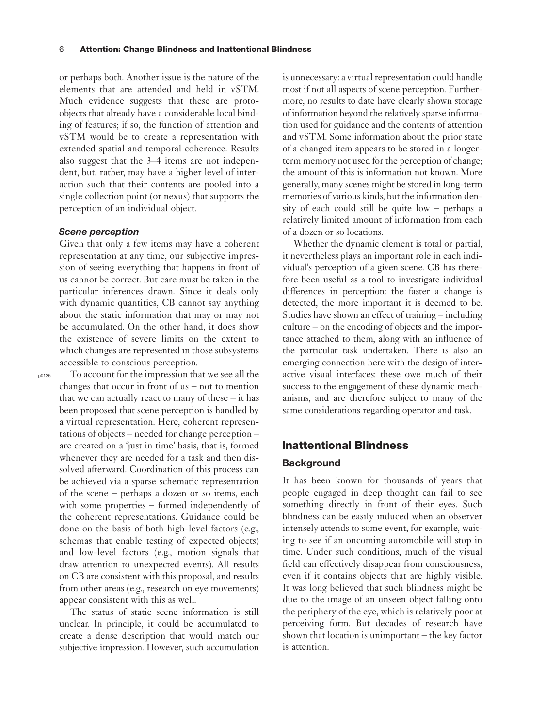or perhaps both. Another issue is the nature of the elements that are attended and held in vSTM. Much evidence suggests that these are proto-objects that already have a considerable local binding of features; if so, the function of attention and vSTM would be to create a representation with extended spatial and temporal coherence. Results also suggest that the 3–4 items are not independent, but, rather, may have a higher level of interaction such that their contents are pooled into a single collection point (or nexus) that supports the perception of an individual object.

### *Scene perception*

Given that only a few items may have a coherent representation at any time, our subjective impression of seeing everything that happens in front of us cannot be correct. But care must be taken in the particular inferences drawn. Since it deals only with dynamic quantities, CB cannot say anything about the static information that may or may not be accumulated. On the other hand, it does show the existence of severe limits on the extent to which changes are represented in those subsystems accessible to conscious perception.

To account for the impression that we see all the changes that occur in front of us – not to mention that we can actually react to many of these – it has been proposed that scene perception is handled by a virtual representation. Here, coherent representations of objects – needed for change perception – are created on a 'just in time' basis, that is, formed whenever they are needed for a task and then dissolved afterward. Coordination of this process can be achieved via a sparse schematic representation of the scene – perhaps a dozen or so items, each with some properties – formed independently of the coherent representations. Guidance could be done on the basis of both high-level factors (e.g., schemas that enable testing of expected objects) and low-level factors (e.g., motion signals that draw attention to unexpected events). All results on CB are consistent with this proposal, and results from other areas (e.g., research on eye movements) appear consistent with this as well.

The status of static scene information is still unclear. In principle, it could be accumulated to create a dense description that would match our subjective impression. However, such accumulation is unnecessary: a virtual representation could handle most if not all aspects of scene perception. Furthermore, no results to date have clearly shown storage of information beyond the relatively sparse information used for guidance and the contents of attention and vSTM. Some information about the prior state of a changed item appears to be stored in a longer-term memory not used for the perception of change; the amount of this is information not known. More generally, many scenes might be stored in long-term memories of various kinds, but the information density of each could still be quite low – perhaps a relatively limited amount of information from each of a dozen or so locations.

Whether the dynamic element is total or partial, it nevertheless plays an important role in each individual's perception of a given scene. CB has therefore been useful as a tool to investigate individual differences in perception: the faster a change is detected, the more important it is deemed to be. Studies have shown an effect of training – including culture – on the encoding of objects and the importance attached to them, along with an influence of the particular task undertaken. There is also an emerging connection here with the design of interactive visual interfaces: these owe much of their success to the engagement of these dynamic mechanisms, and are therefore subject to many of the same considerations regarding operator and task.

## Inattentional Blindness

### Background

It has been known for thousands of years that people engaged in deep thought can fail to see something directly in front of their eyes. Such blindness can be easily induced when an observer intensely attends to some event, for example, waiting to see if an oncoming automobile will stop in time. Under such conditions, much of the visual field can effectively disappear from consciousness, even if it contains objects that are highly visible. It was long believed that such blindness might be due to the image of an unseen object falling onto the periphery of the eye, which is relatively poor at perceiving form. But decades of research have shown that location is unimportant – the key factor is attention.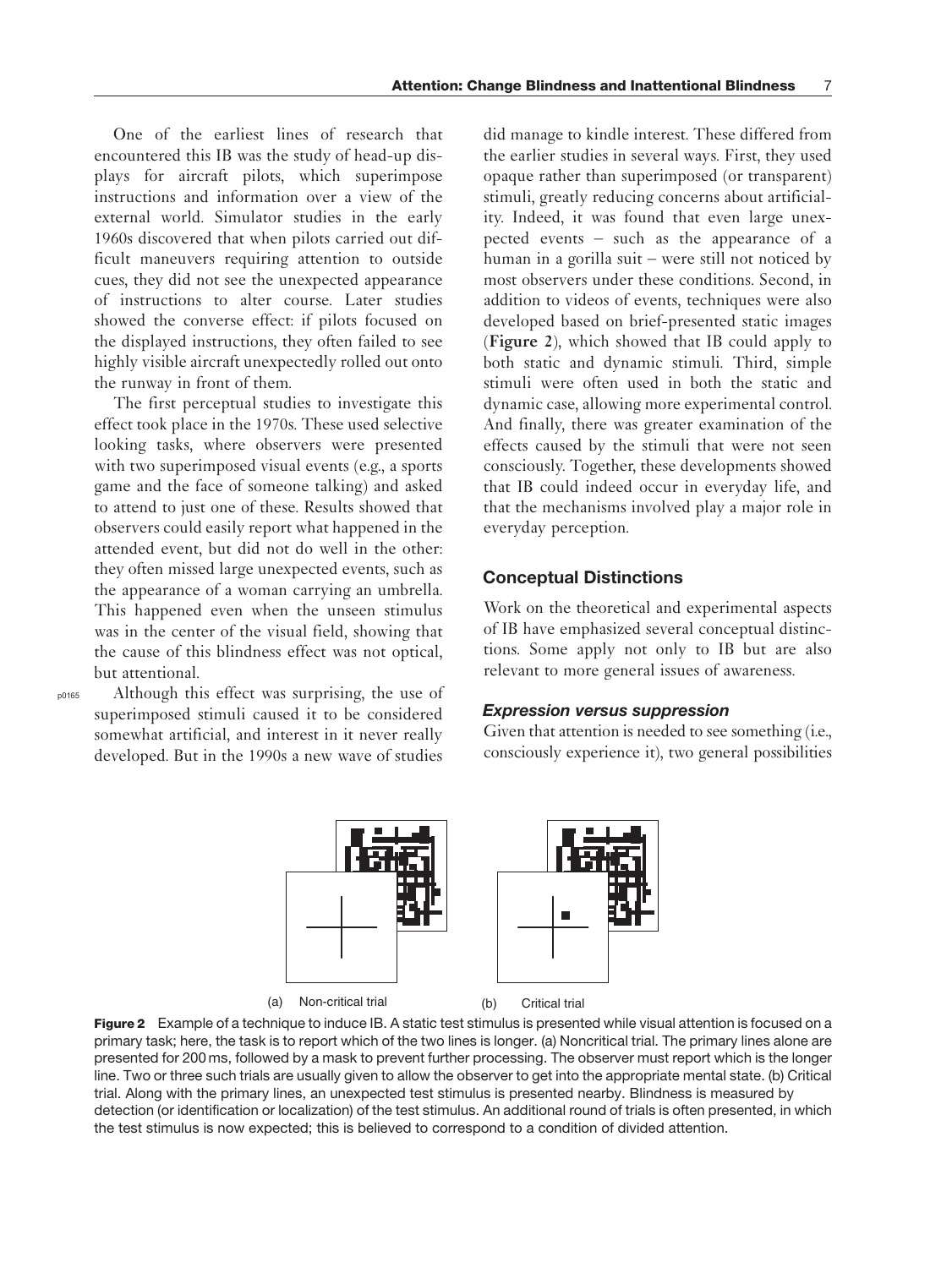One of the earliest lines of research that encountered this IB was the study of head-up displays for aircraft pilots, which superimpose instructions and information over a view of the external world. Simulator studies in the early 1960s discovered that when pilots carried out difficult maneuvers requiring attention to outside cues, they did not see the unexpected appearance of instructions to alter course. Later studies showed the converse effect: if pilots focused on the displayed instructions, they often failed to see highly visible aircraft unexpectedly rolled out onto the runway in front of them.

The first perceptual studies to investigate this effect took place in the 1970s. These used selective looking tasks, where observers were presented with two superimposed visual events (e.g., a sports game and the face of someone talking) and asked to attend to just one of these. Results showed that observers could easily report what happened in the attended event, but did not do well in the other: they often missed large unexpected events, such as the appearance of a woman carrying an umbrella. This happened even when the unseen stimulus was in the center of the visual field, showing that the cause of this blindness effect was not optical, but attentional.

Although this effect was surprising, the use of superimposed stimuli caused it to be considered somewhat artificial, and interest in it never really developed. But in the 1990s a new wave of studies did manage to kindle interest. These differed from the earlier studies in several ways. First, they used opaque rather than superimposed (or transparent) stimuli, greatly reducing concerns about artificiality. Indeed, it was found that even large unexpected events – such as the appearance of a human in a gorilla suit – were still not noticed by most observers under these conditions. Second, in addition to videos of events, techniques were also developed based on brief-presented static images (**Figure 2**), which showed that IB could apply to both static and dynamic stimuli. Third, simple stimuli were often used in both the static and dynamic case, allowing more experimental control. And finally, there was greater examination of the effects caused by the stimuli that were not seen consciously. Together, these developments showed that IB could indeed occur in everyday life, and that the mechanisms involved play a major role in everyday perception.

## Conceptual Distinctions

Work on the theoretical and experimental aspects of IB have emphasized several conceptual distinctions. Some apply not only to IB but are also relevant to more general issues of awareness.

### *Expression versus suppression*

Given that attention is needed to see something (i.e., consciously experience it), two general possibilities

(a) Non-critical trial

(b) Critical trial

**Figure 2** Example of a technique to induce IB. A static test stimulus is presented while visual attention is focused on a primary task; here, the task is to report which of the two lines is longer. (a) Noncritical trial. The primary lines alone are presented for 200 ms, followed by a mask to prevent further processing. The observer must report which is the longer line. Two or three such trials are usually given to allow the observer to get into the appropriate mental state. (b) Critical trial. Along with the primary lines, an unexpected test stimulus is presented nearby. Blindness is measured by detection (or identification or localization) of the test stimulus. An additional round of trials is often presented, in which the test stimulus is now expected; this is believed to correspond to a condition of divided attention.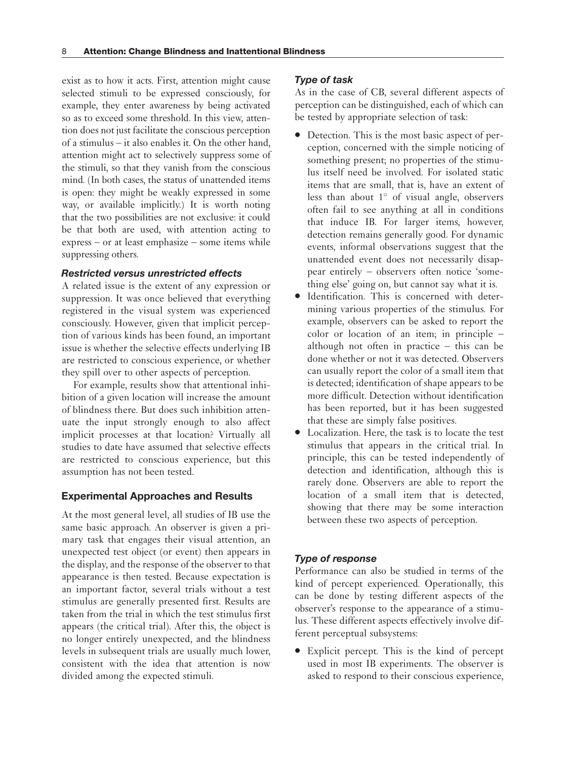exist as to how it acts. First, attention might cause selected stimuli to be expressed consciously, for example, they enter awareness by being activated so as to exceed some threshold. In this view, attention does not just facilitate the conscious perception of a stimulus – it also enables it. On the other hand, attention might act to selectively suppress some of the stimuli, so that they vanish from the conscious mind. (In both cases, the status of unattended items is open: they might be weakly expressed in some way, or available implicitly.) It is worth noting that the two possibilities are not exclusive: it could be that both are used, with attention acting to express – or at least emphasize – some items while suppressing others.

#### *Restricted versus unrestricted effects*

A related issue is the extent of any expression or suppression. It was once believed that everything registered in the visual system was experienced consciously. However, given that implicit perception of various kinds has been found, an important issue is whether the selective effects underlying IB are restricted to conscious experience, or whether they spill over to other aspects of perception.

For example, results show that attentional inhibition of a given location will increase the amount of blindness there. But does such inhibition attenuate the input strongly enough to also affect implicit processes at that location? Virtually all studies to date have assumed that selective effects are restricted to conscious experience, but this assumption has not been tested.

### Experimental Approaches and Results

At the most general level, all studies of IB use the same basic approach. An observer is given a primary task that engages their visual attention, an unexpected test object (or event) then appears in the display, and the response of the observer to that appearance is then tested. Because expectation is an important factor, several trials without a test stimulus are generally presented first. Results are taken from the trial in which the test stimulus first appears (the critical trial). After this, the object is no longer entirely unexpected, and the blindness levels in subsequent trials are usually much lower, consistent with the idea that attention is now divided among the expected stimuli.

#### *Type of task*

As in the case of CB, several different aspects of perception can be distinguished, each of which can be tested by appropriate selection of task:

- Detection. This is the most basic aspect of perception, concerned with the simple noticing of something present; no properties of the stimulus itself need be involved. For isolated static items that are small, that is, have an extent of less than about 1° of visual angle, observers often fail to see anything at all in conditions that induce IB. For larger items, however, detection remains generally good. For dynamic events, informal observations suggest that the unattended event does not necessarily disappear entirely – observers often notice 'something else' going on, but cannot say what it is.
- Identification. This is concerned with determining various properties of the stimulus. For example, observers can be asked to report the color or location of an item; in principle – although not often in practice – this can be done whether or not it was detected. Observers can usually report the color of a small item that is detected; identification of shape appears to be more difficult. Detection without identification has been reported, but it has been suggested that these are simply false positives.
- Localization. Here, the task is to locate the test stimulus that appears in the critical trial. In principle, this can be tested independently of detection and identification, although this is rarely done. Observers are able to report the location of a small item that is detected, showing that there may be some interaction between these two aspects of perception.

#### *Type of response*

Performance can also be studied in terms of the kind of percept experienced. Operationally, this can be done by testing different aspects of the observer's response to the appearance of a stimulus. These different aspects effectively involve different perceptual subsystems:

- Explicit percept. This is the kind of percept used in most IB experiments. The observer is asked to respond to their conscious experience,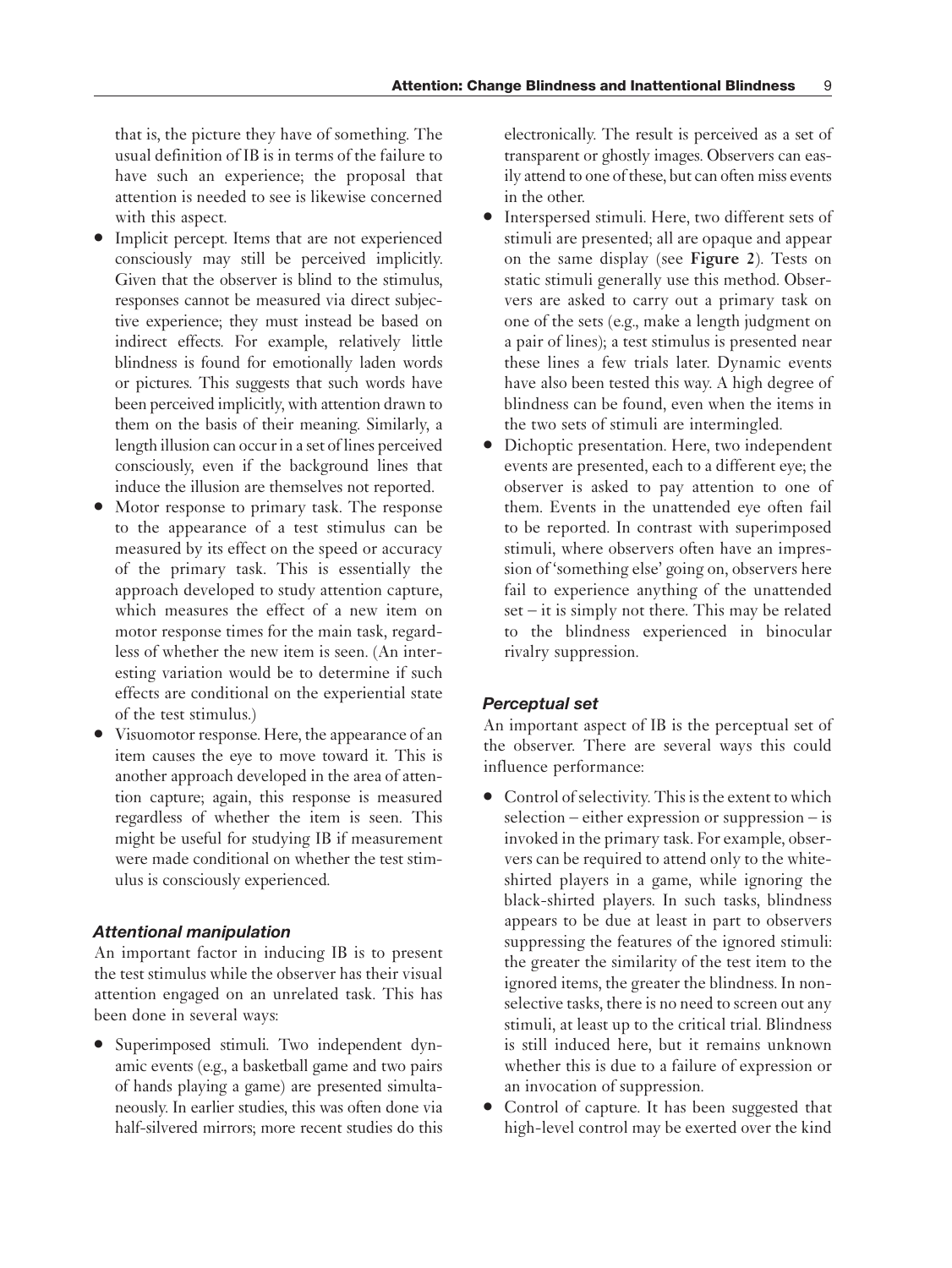that is, the picture they have of something. The usual definition of IB is in terms of the failure to have such an experience; the proposal that attention is needed to see is likewise concerned with this aspect.

- Implicit percept. Items that are not experienced consciously may still be perceived implicitly. Given that the observer is blind to the stimulus, responses cannot be measured via direct subjective experience; they must instead be based on indirect effects. For example, relatively little blindness is found for emotionally laden words or pictures. This suggests that such words have been perceived implicitly, with attention drawn to them on the basis of their meaning. Similarly, a length illusion can occur in a set of lines perceived consciously, even if the background lines that induce the illusion are themselves not reported.
- Motor response to primary task. The response to the appearance of a test stimulus can be measured by its effect on the speed or accuracy of the primary task. This is essentially the approach developed to study attention capture, which measures the effect of a new item on motor response times for the main task, regardless of whether the new item is seen. (An interesting variation would be to determine if such effects are conditional on the experiential state of the test stimulus.)
- Visuomotor response. Here, the appearance of an item causes the eye to move toward it. This is another approach developed in the area of attention capture; again, this response is measured regardless of whether the item is seen. This might be useful for studying IB if measurement were made conditional on whether the test stimulus is consciously experienced.

### *Attentional manipulation*

An important factor in inducing IB is to present the test stimulus while the observer has their visual attention engaged on an unrelated task. This has been done in several ways:

- Superimposed stimuli. Two independent dynamic events (e.g., a basketball game and two pairs of hands playing a game) are presented simultaneously. In earlier studies, this was often done via half-silvered mirrors; more recent studies do this electronically. The result is perceived as a set of transparent or ghostly images. Observers can easily attend to one of these, but can often miss events in the other.
- Interspersed stimuli. Here, two different sets of stimuli are presented; all are opaque and appear on the same display (see **Figure 2**). Tests on static stimuli generally use this method. Observers are asked to carry out a primary task on one of the sets (e.g., make a length judgment on a pair of lines); a test stimulus is presented near these lines a few trials later. Dynamic events have also been tested this way. A high degree of blindness can be found, even when the items in the two sets of stimuli are intermingled.
- Dichoptic presentation. Here, two independent events are presented, each to a different eye; the observer is asked to pay attention to one of them. Events in the unattended eye often fail to be reported. In contrast with superimposed stimuli, where observers often have an impression of 'something else' going on, observers here fail to experience anything of the unattended set – it is simply not there. This may be related to the blindness experienced in binocular rivalry suppression.

### *Perceptual set*

An important aspect of IB is the perceptual set of the observer. There are several ways this could influence performance:

- Control of selectivity. This is the extent to which selection – either expression or suppression – is invoked in the primary task. For example, observers can be required to attend only to the white-shirted players in a game, while ignoring the black-shirted players. In such tasks, blindness appears to be due at least in part to observers suppressing the features of the ignored stimuli: the greater the similarity of the test item to the ignored items, the greater the blindness. In non-selective tasks, there is no need to screen out any stimuli, at least up to the critical trial. Blindness is still induced here, but it remains unknown whether this is due to a failure of expression or an invocation of suppression.
- Control of capture. It has been suggested that high-level control may be exerted over the kind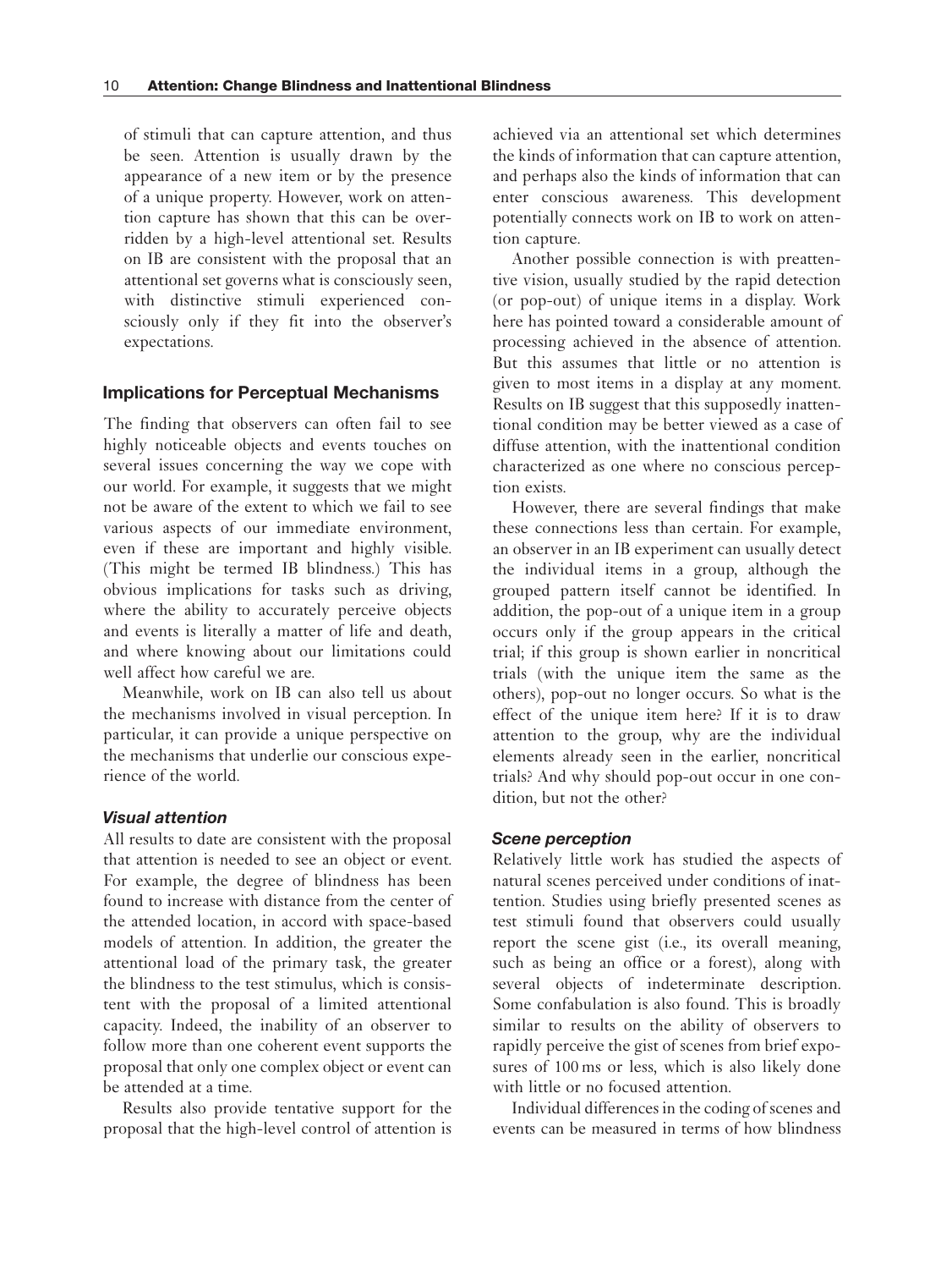of stimuli that can capture attention, and thus be seen. Attention is usually drawn by the appearance of a new item or by the presence of a unique property. However, work on attention capture has shown that this can be overridden by a high-level attentional set. Results on IB are consistent with the proposal that an attentional set governs what is consciously seen, with distinctive stimuli experienced consciously only if they fit into the observer's expectations.

## Implications for Perceptual Mechanisms

The finding that observers can often fail to see highly noticeable objects and events touches on several issues concerning the way we cope with our world. For example, it suggests that we might not be aware of the extent to which we fail to see various aspects of our immediate environment, even if these are important and highly visible. (This might be termed IB blindness.) This has obvious implications for tasks such as driving, where the ability to accurately perceive objects and events is literally a matter of life and death, and where knowing about our limitations could well affect how careful we are.

Meanwhile, work on IB can also tell us about the mechanisms involved in visual perception. In particular, it can provide a unique perspective on the mechanisms that underlie our conscious experience of the world.

### *Visual attention*

All results to date are consistent with the proposal that attention is needed to see an object or event. For example, the degree of blindness has been found to increase with distance from the center of the attended location, in accord with space-based models of attention. In addition, the greater the attentional load of the primary task, the greater the blindness to the test stimulus, which is consistent with the proposal of a limited attentional capacity. Indeed, the inability of an observer to follow more than one coherent event supports the proposal that only one complex object or event can be attended at a time.

Results also provide tentative support for the proposal that the high-level control of attention is achieved via an attentional set which determines the kinds of information that can capture attention, and perhaps also the kinds of information that can enter conscious awareness. This development potentially connects work on IB to work on attention capture.

Another possible connection is with preattentive vision, usually studied by the rapid detection (or pop-out) of unique items in a display. Work here has pointed toward a considerable amount of processing achieved in the absence of attention. But this assumes that little or no attention is given to most items in a display at any moment. Results on IB suggest that this supposedly inattentional condition may be better viewed as a case of diffuse attention, with the inattentional condition characterized as one where no conscious perception exists.

However, there are several findings that make these connections less than certain. For example, an observer in an IB experiment can usually detect the individual items in a group, although the grouped pattern itself cannot be identified. In addition, the pop-out of a unique item in a group occurs only if the group appears in the critical trial; if this group is shown earlier in noncritical trials (with the unique item the same as the others), pop-out no longer occurs. So what is the effect of the unique item here? If it is to draw attention to the group, why are the individual elements already seen in the earlier, noncritical trials? And why should pop-out occur in one condition, but not the other?

### *Scene perception*

Relatively little work has studied the aspects of natural scenes perceived under conditions of inattention. Studies using briefly presented scenes as test stimuli found that observers could usually report the scene gist (i.e., its overall meaning, such as being an office or a forest), along with several objects of indeterminate description. Some confabulation is also found. This is broadly similar to results on the ability of observers to rapidly perceive the gist of scenes from brief exposures of 100 ms or less, which is also likely done with little or no focused attention.

Individual differences in the coding of scenes and events can be measured in terms of how blindness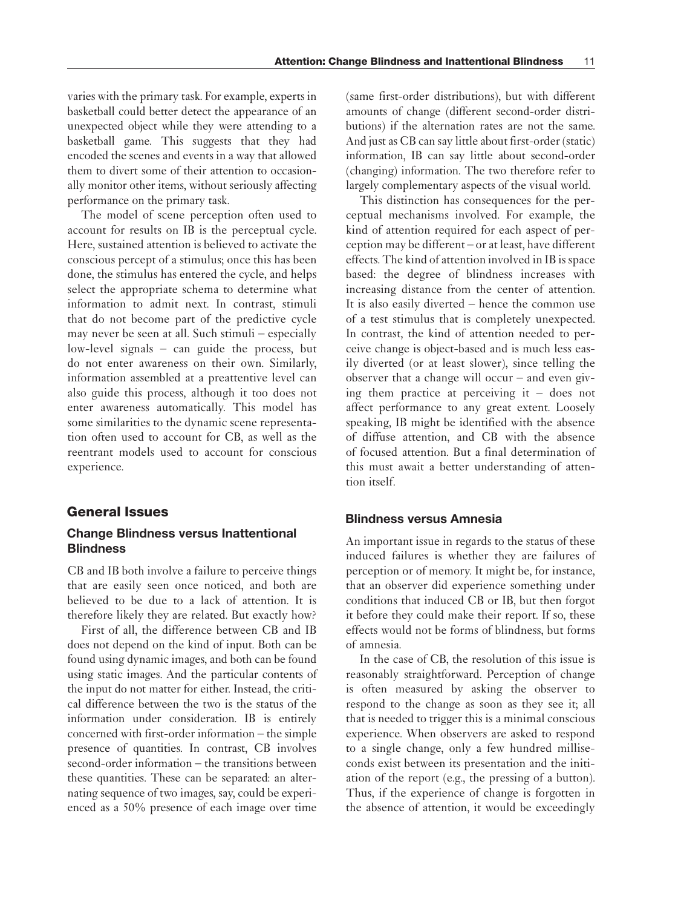varies with the primary task. For example, experts in basketball could better detect the appearance of an unexpected object while they were attending to a basketball game. This suggests that they had encoded the scenes and events in a way that allowed them to divert some of their attention to occasionally monitor other items, without seriously affecting performance on the primary task.

The model of scene perception often used to account for results on IB is the perceptual cycle. Here, sustained attention is believed to activate the conscious percept of a stimulus; once this has been done, the stimulus has entered the cycle, and helps select the appropriate schema to determine what information to admit next. In contrast, stimuli that do not become part of the predictive cycle may never be seen at all. Such stimuli – especially low-level signals – can guide the process, but do not enter awareness on their own. Similarly, information assembled at a preattentive level can also guide this process, although it too does not enter awareness automatically. This model has some similarities to the dynamic scene representation often used to account for CB, as well as the reentrant models used to account for conscious experience.

## General Issues

### Change Blindness versus Inattentional Blindness

CB and IB both involve a failure to perceive things that are easily seen once noticed, and both are believed to be due to a lack of attention. It is therefore likely they are related. But exactly how?

First of all, the difference between CB and IB does not depend on the kind of input. Both can be found using dynamic images, and both can be found using static images. And the particular contents of the input do not matter for either. Instead, the critical difference between the two is the status of the information under consideration. IB is entirely concerned with first-order information – the simple presence of quantities. In contrast, CB involves second-order information – the transitions between these quantities. These can be separated: an alternating sequence of two images, say, could be experienced as a 50% presence of each image over time (same first-order distributions), but with different amounts of change (different second-order distributions) if the alternation rates are not the same. And just as CB can say little about first-order (static) information, IB can say little about second-order (changing) information. The two therefore refer to largely complementary aspects of the visual world.

This distinction has consequences for the perceptual mechanisms involved. For example, the kind of attention required for each aspect of perception may be different – or at least, have different effects. The kind of attention involved in IB is space based: the degree of blindness increases with increasing distance from the center of attention. It is also easily diverted – hence the common use of a test stimulus that is completely unexpected. In contrast, the kind of attention needed to perceive change is object-based and is much less easily diverted (or at least slower), since telling the observer that a change will occur – and even giving them practice at perceiving it – does not affect performance to any great extent. Loosely speaking, IB might be identified with the absence of diffuse attention, and CB with the absence of focused attention. But a final determination of this must await a better understanding of attention itself.

### Blindness versus Amnesia

An important issue in regards to the status of these induced failures is whether they are failures of perception or of memory. It might be, for instance, that an observer did experience something under conditions that induced CB or IB, but then forgot it before they could make their report. If so, these effects would not be forms of blindness, but forms of amnesia.

In the case of CB, the resolution of this issue is reasonably straightforward. Perception of change is often measured by asking the observer to respond to the change as soon as they see it; all that is needed to trigger this is a minimal conscious experience. When observers are asked to respond to a single change, only a few hundred milliseconds exist between its presentation and the initiation of the report (e.g., the pressing of a button). Thus, if the experience of change is forgotten in the absence of attention, it would be exceedingly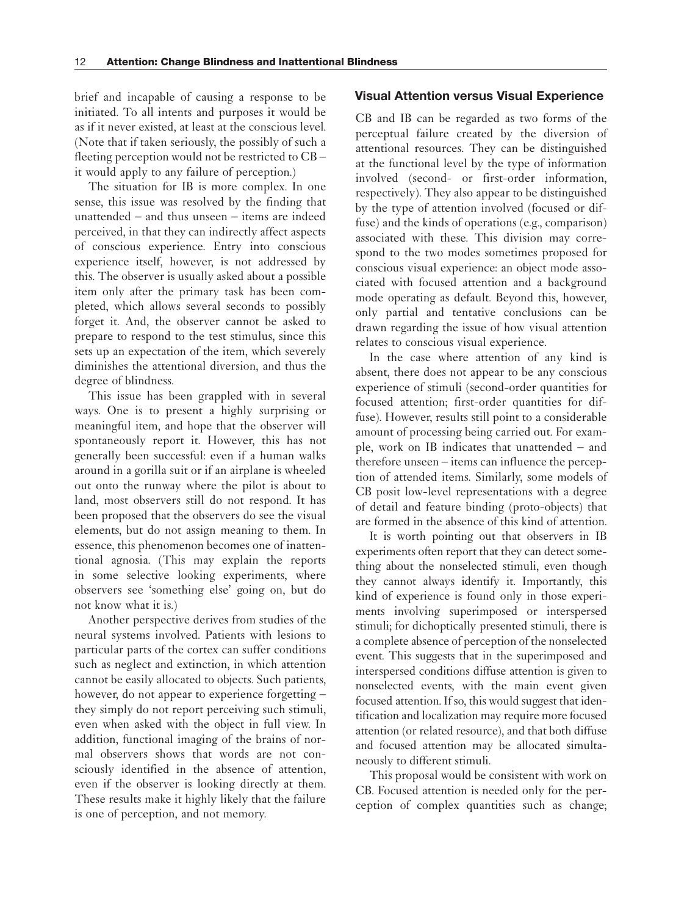brief and incapable of causing a response to be initiated. To all intents and purposes it would be as if it never existed, at least at the conscious level. (Note that if taken seriously, the possibly of such a fleeting perception would not be restricted to CB – it would apply to any failure of perception.)

The situation for IB is more complex. In one sense, this issue was resolved by the finding that unattended – and thus unseen – items are indeed perceived, in that they can indirectly affect aspects of conscious experience. Entry into conscious experience itself, however, is not addressed by this. The observer is usually asked about a possible item only after the primary task has been completed, which allows several seconds to possibly forget it. And, the observer cannot be asked to prepare to respond to the test stimulus, since this sets up an expectation of the item, which severely diminishes the attentional diversion, and thus the degree of blindness.

This issue has been grappled with in several ways. One is to present a highly surprising or meaningful item, and hope that the observer will spontaneously report it. However, this has not generally been successful: even if a human walks around in a gorilla suit or if an airplane is wheeled out onto the runway where the pilot is about to land, most observers still do not respond. It has been proposed that the observers do see the visual elements, but do not assign meaning to them. In essence, this phenomenon becomes one of inattentional agnosia. (This may explain the reports in some selective looking experiments, where observers see 'something else' going on, but do not know what it is.)

Another perspective derives from studies of the neural systems involved. Patients with lesions to particular parts of the cortex can suffer conditions such as neglect and extinction, in which attention cannot be easily allocated to objects. Such patients, however, do not appear to experience forgetting – they simply do not report perceiving such stimuli, even when asked with the object in full view. In addition, functional imaging of the brains of normal observers shows that words are not consciously identified in the absence of attention, even if the observer is looking directly at them. These results make it highly likely that the failure is one of perception, and not memory.

## Visual Attention versus Visual Experience

CB and IB can be regarded as two forms of the perceptual failure created by the diversion of attentional resources. They can be distinguished at the functional level by the type of information involved (second- or first-order information, respectively). They also appear to be distinguished by the type of attention involved (focused or diffuse) and the kinds of operations (e.g., comparison) associated with these. This division may correspond to the two modes sometimes proposed for conscious visual experience: an object mode associated with focused attention and a background mode operating as default. Beyond this, however, only partial and tentative conclusions can be drawn regarding the issue of how visual attention relates to conscious visual experience.

In the case where attention of any kind is absent, there does not appear to be any conscious experience of stimuli (second-order quantities for focused attention; first-order quantities for diffuse). However, results still point to a considerable amount of processing being carried out. For example, work on IB indicates that unattended – and therefore unseen – items can influence the perception of attended items. Similarly, some models of CB posit low-level representations with a degree of detail and feature binding (proto-objects) that are formed in the absence of this kind of attention.

It is worth pointing out that observers in IB experiments often report that they can detect something about the nonselected stimuli, even though they cannot always identify it. Importantly, this kind of experience is found only in those experiments involving superimposed or interspersed stimuli; for dichoptically presented stimuli, there is a complete absence of perception of the nonselected event. This suggests that in the superimposed and interspersed conditions diffuse attention is given to nonselected events, with the main event given focused attention. If so, this would suggest that identification and localization may require more focused attention (or related resource), and that both diffuse and focused attention may be allocated simultaneously to different stimuli.

This proposal would be consistent with work on CB. Focused attention is needed only for the perception of complex quantities such as change;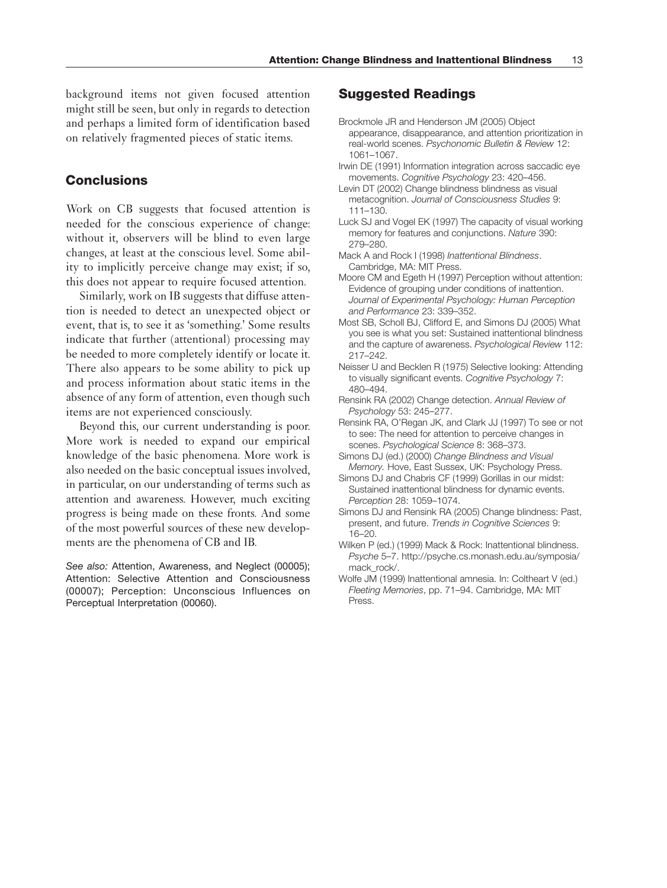background items not given focused attention might still be seen, but only in regards to detection and perhaps a limited form of identification based on relatively fragmented pieces of static items.

## Conclusions

Work on CB suggests that focused attention is needed for the conscious experience of change: without it, observers will be blind to even large changes, at least at the conscious level. Some ability to implicitly perceive change may exist; if so, this does not appear to require focused attention.

Similarly, work on IB suggests that diffuse attention is needed to detect an unexpected object or event, that is, to see it as 'something.' Some results indicate that further (attentional) processing may be needed to more completely identify or locate it. There also appears to be some ability to pick up and process information about static items in the absence of any form of attention, even though such items are not experienced consciously.

Beyond this, our current understanding is poor. More work is needed to expand our empirical knowledge of the basic phenomena. More work is also needed on the basic conceptual issues involved, in particular, on our understanding of terms such as attention and awareness. However, much exciting progress is being made on these fronts. And some of the most powerful sources of these new developments are the phenomena of CB and IB.

*See also:* Attention, Awareness, and Neglect (00005); Attention: Selective Attention and Consciousness (00007); Perception: Unconscious Influences on Perceptual Interpretation (00060).

## Suggested Readings

Brockmole JR and Henderson JM (2005) Object appearance, disappearance, and attention prioritization in real-world scenes. *Psychonomic Bulletin & Review* 12: 1061–1067.

Irwin DE (1991) Information integration across saccadic eye movements. *Cognitive Psychology* 23: 420–456.

Levin DT (2002) Change blindness blindness as visual metacognition. *Journal of Consciousness Studies* 9: 111–130.

Luck SJ and Vogel EK (1997) The capacity of visual working memory for features and conjunctions. *Nature* 390: 279–280.

Mack A and Rock I (1998) *Inattentional Blindness*. Cambridge, MA: MIT Press.

Moore CM and Egeth H (1997) Perception without attention: Evidence of grouping under conditions of inattention. *Journal of Experimental Psychology: Human Perception and Performance* 23: 339–352.

Most SB, Scholl BJ, Clifford E, and Simons DJ (2005) What you see is what you set: Sustained inattentional blindness and the capture of awareness. *Psychological Review* 112: 217–242.

Neisser U and Becklen R (1975) Selective looking: Attending to visually significant events. *Cognitive Psychology* 7: 480–494.

Rensink RA (2002) Change detection. *Annual Review of Psychology* 53: 245–277.

Rensink RA, O'Regan JK, and Clark JJ (1997) To see or not to see: The need for attention to perceive changes in scenes. *Psychological Science* 8: 368–373.

Simons DJ (ed.) (2000) *Change Blindness and Visual Memory.* Hove, East Sussex, UK: Psychology Press.

Simons DJ and Chabris CF (1999) Gorillas in our midst: Sustained inattentional blindness for dynamic events. *Perception* 28: 1059–1074.

Simons DJ and Rensink RA (2005) Change blindness: Past, present, and future. *Trends in Cognitive Sciences* 9: 16–20.

Wilken P (ed.) (1999) Mack & Rock: Inattentional blindness. *Psyche* 5–7. http://psyche.cs.monash.edu.au/symposia/mack_rock/.

Wolfe JM (1999) Inattentional amnesia. In: Coltheart V (ed.) *Fleeting Memories*, pp. 71–94. Cambridge, MA: MIT Press.